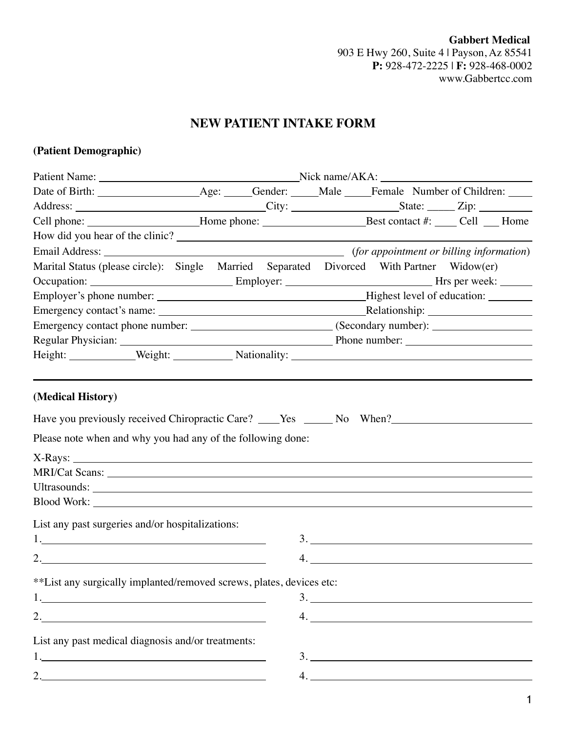**Gabbert Medical**
903 E Hwy 260, Suite 4 | Payson, Az 85541
**P:** 928-472-2225 | **F:** 928-468-0002
www.Gabbertcc.com

# NEW PATIENT INTAKE FORM

**(Patient Demographic)**

Patient Name: ______________________________ Nick name/AKA: ______________________

Date of Birth: ______________ Age: _____ Gender: _____ Male _____ Female Number of Children: ____

Address: ______________________________ City: ________________ State: _____ Zip: __________

Cell phone: __________________ Home phone: ________________ Best contact #: ____ Cell ___ Home

How did you hear of the clinic? ______________________________________________

Email Address: ____________________________________ (*for appointment or billing information*)

Marital Status (please circle): Single Married Separated Divorced With Partner Widow(er)

Occupation: _______________________ Employer: _______________________ Hrs per week: ______

Employer's phone number: ________________________________ Highest level of education: ________

Emergency contact's name: ________________________________ Relationship: __________________

Emergency contact phone number: ______________________ (Secondary number): __________________

Regular Physician: ____________________________________ Phone number: ____________________

Height: __________ Weight: __________ Nationality: ______________________________________

---

**(Medical History)**

Have you previously received Chiropractic Care? ____Yes _____ No When? ______________________

Please note when and why you had any of the following done:

X-Rays: ______________________________________________________________

MRI/Cat Scans: ________________________________________________________

Ultrasounds: __________________________________________________________

Blood Work: ___________________________________________________________

List any past surgeries and/or hospitalizations:

1. ______________________________ 3. ______________________________

2. ______________________________ 4. ______________________________

**List any surgically implanted/removed screws, plates, devices etc:

1. ______________________________ 3. ______________________________

2. ______________________________ 4. ______________________________

List any past medical diagnosis and/or treatments:

1. ______________________________ 3. ______________________________

2. ______________________________ 4. ______________________________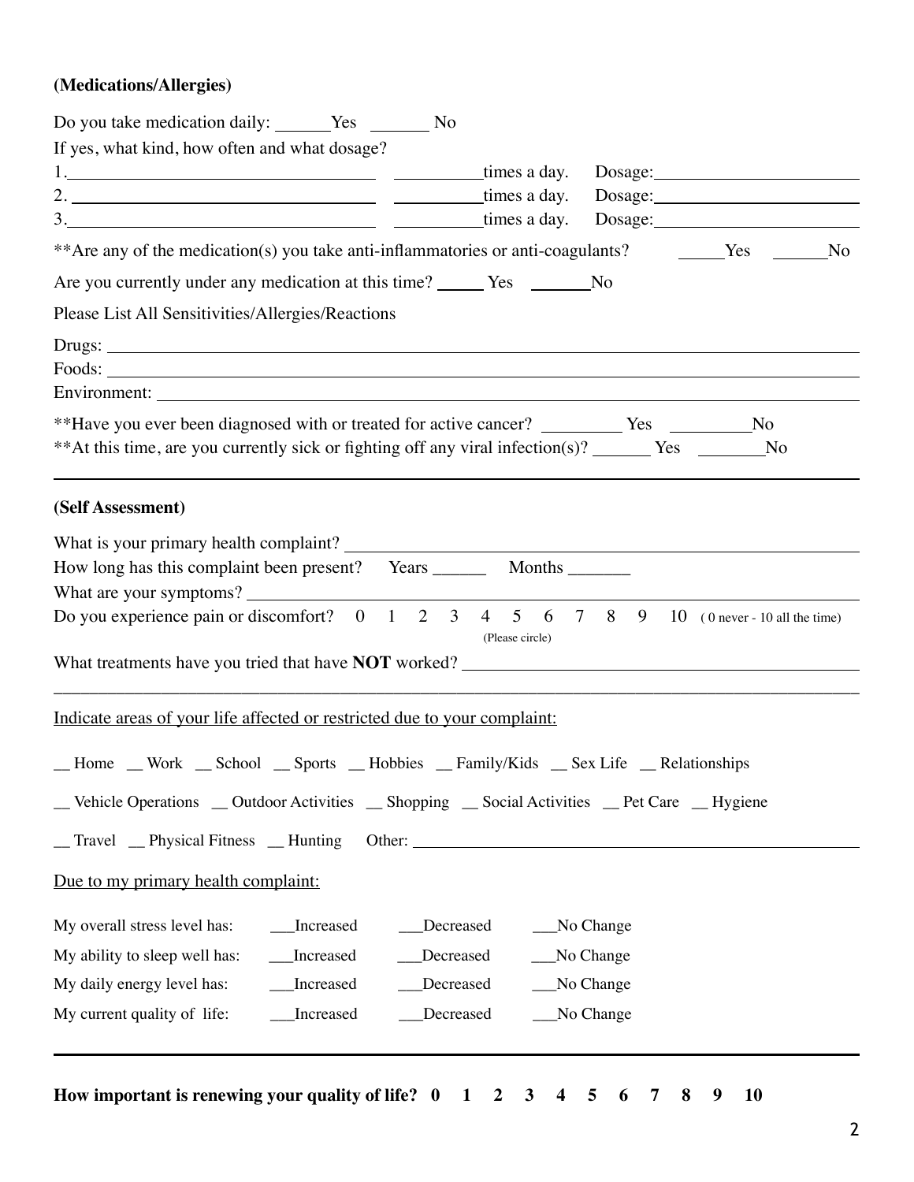**(Medications/Allergies)**

Do you take medication daily: ______Yes _______ No

If yes, what kind, how often and what dosage?

1.________________________________ __________times a day. Dosage:______________________

2.________________________________ __________times a day. Dosage:______________________

3.________________________________ __________times a day. Dosage:______________________

**Are any of the medication(s) you take anti-inflammatories or anti-coagulants? _____Yes ______No

Are you currently under any medication at this time? _____ Yes _______No

Please List All Sensitivities/Allergies/Reactions

Drugs: ____________________________________________________________________________

Foods: ____________________________________________________________________________

Environment: _______________________________________________________________________

**Have you ever been diagnosed with or treated for active cancer? _________ Yes _________No

**At this time, are you currently sick or fighting off any viral infection(s)? _______ Yes ________No

---

**(Self Assessment)**

What is your primary health complaint? ________________________________________________

How long has this complaint been present? Years ______ Months _______

What are your symptoms? ___________________________________________________________

Do you experience pain or discomfort? 0 1 2 3 4 5 6 7 8 9 10 ( 0 never - 10 all the time)
(Please circle)

What treatments have you tried that have **NOT** worked? ________________________________

_________________________________________________________________________________

Indicate areas of your life affected or restricted due to your complaint:

__ Home __ Work __ School __ Sports __ Hobbies __ Family/Kids __ Sex Life __ Relationships

__ Vehicle Operations __ Outdoor Activities __ Shopping __ Social Activities __ Pet Care __ Hygiene

__ Travel __ Physical Fitness __ Hunting Other: ______________________________________

Due to my primary health complaint:

My overall stress level has: ___Increased ___Decreased ___No Change

My ability to sleep well has: ___Increased ___Decreased ___No Change

My daily energy level has: ___Increased ___Decreased ___No Change

My current quality of life: ___Increased ___Decreased ___No Change

---

**How important is renewing your quality of life? 0 1 2 3 4 5 6 7 8 9 10**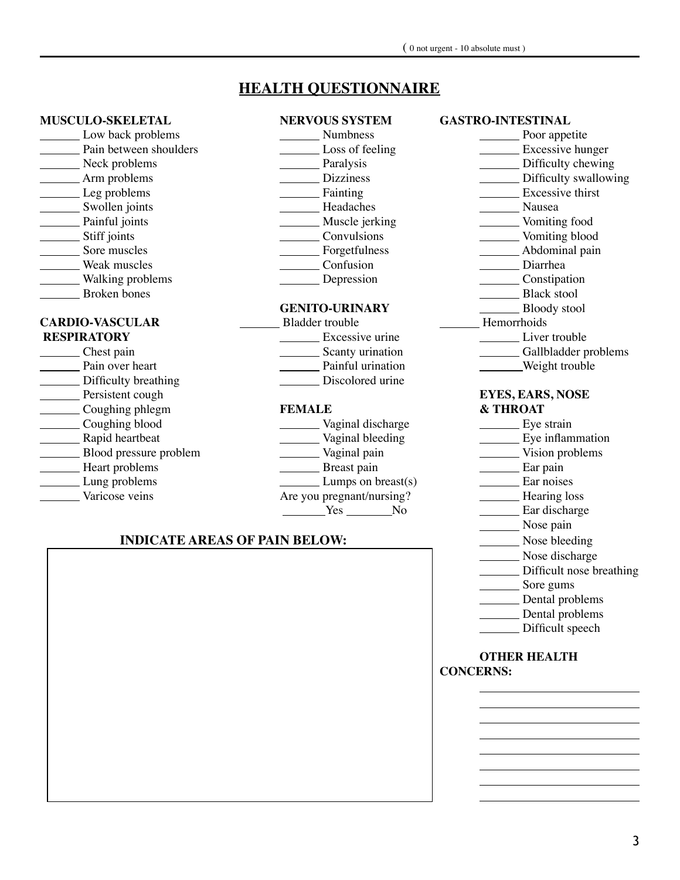( 0 not urgent - 10 absolute must )

# HEALTH QUESTIONNAIRE

**MUSCULO-SKELETAL**

_______ Low back problems
_______ Pain between shoulders
_______ Neck problems
_______ Arm problems
_______ Leg problems
_______ Swollen joints
_______ Painful joints
_______ Stiff joints
_______ Sore muscles
_______ Weak muscles
_______ Walking problems
_______ Broken bones

**CARDIO-VASCULAR RESPIRATORY**

_______ Chest pain
_______ Pain over heart
_______ Difficulty breathing
_______ Persistent cough
_______ Coughing phlegm
_______ Coughing blood
_______ Rapid heartbeat
_______ Blood pressure problem
_______ Heart problems
_______ Lung problems
_______ Varicose veins

**NERVOUS SYSTEM**

_______ Numbness
_______ Loss of feeling
_______ Paralysis
_______ Dizziness
_______ Fainting
_______ Headaches
_______ Muscle jerking
_______ Convulsions
_______ Forgetfulness
_______ Confusion
_______ Depression

**GENITO-URINARY**

_______ Bladder trouble
_______ Excessive urine
_______ Scanty urination
_______ Painful urination
_______ Discolored urine

**FEMALE**

_______ Vaginal discharge
_______ Vaginal bleeding
_______ Vaginal pain
_______ Breast pain
_______ Lumps on breast(s)

Are you pregnant/nursing?
_______ Yes _______ No

**GASTRO-INTESTINAL**

_______ Poor appetite
_______ Excessive hunger
_______ Difficulty chewing
_______ Difficulty swallowing
_______ Excessive thirst
_______ Nausea
_______ Vomiting food
_______ Vomiting blood
_______ Abdominal pain
_______ Diarrhea
_______ Constipation
_______ Black stool
_______ Bloody stool
_______ Hemorrhoids
_______ Liver trouble
_______ Gallbladder problems
_______ Weight trouble

**EYES, EARS, NOSE & THROAT**

_______ Eye strain
_______ Eye inflammation
_______ Vision problems
_______ Ear pain
_______ Ear noises
_______ Hearing loss
_______ Ear discharge
_______ Nose pain
_______ Nose bleeding
_______ Nose discharge
_______ Difficult nose breathing
_______ Sore gums
_______ Dental problems
_______ Dental problems
_______ Difficult speech

**INDICATE AREAS OF PAIN BELOW:**

**OTHER HEALTH CONCERNS:**

_______________________
_______________________
_______________________
_______________________
_______________________
_______________________
_______________________
_______________________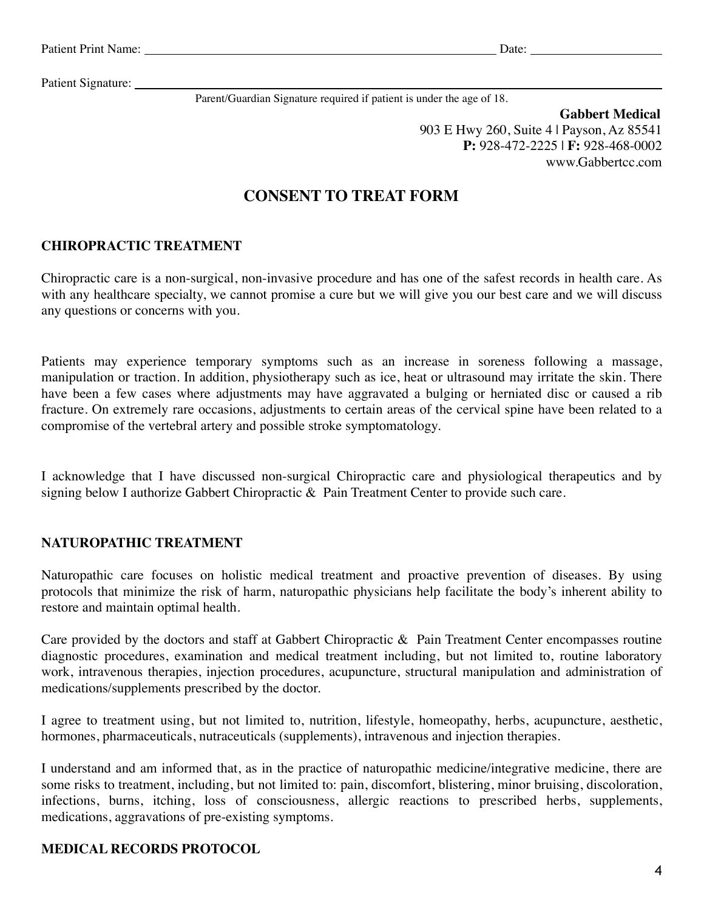Patient Print Name: ___________________________________________________________ Date: _____________________

Patient Signature: ___________________________________________________________________________________

Parent/Guardian Signature required if patient is under the age of 18.

**Gabbert Medical**
903 E Hwy 260, Suite 4 | Payson, Az 85541
**P:** 928-472-2225 | **F:** 928-468-0002
www.Gabbertcc.com

# CONSENT TO TREAT FORM

## CHIROPRACTIC TREATMENT

Chiropractic care is a non-surgical, non-invasive procedure and has one of the safest records in health care. As with any healthcare specialty, we cannot promise a cure but we will give you our best care and we will discuss any questions or concerns with you.

Patients may experience temporary symptoms such as an increase in soreness following a massage, manipulation or traction. In addition, physiotherapy such as ice, heat or ultrasound may irritate the skin. There have been a few cases where adjustments may have aggravated a bulging or herniated disc or caused a rib fracture. On extremely rare occasions, adjustments to certain areas of the cervical spine have been related to a compromise of the vertebral artery and possible stroke symptomatology.

I acknowledge that I have discussed non-surgical Chiropractic care and physiological therapeutics and by signing below I authorize Gabbert Chiropractic & Pain Treatment Center to provide such care.

## NATUROPATHIC TREATMENT

Naturopathic care focuses on holistic medical treatment and proactive prevention of diseases. By using protocols that minimize the risk of harm, naturopathic physicians help facilitate the body's inherent ability to restore and maintain optimal health.

Care provided by the doctors and staff at Gabbert Chiropractic & Pain Treatment Center encompasses routine diagnostic procedures, examination and medical treatment including, but not limited to, routine laboratory work, intravenous therapies, injection procedures, acupuncture, structural manipulation and administration of medications/supplements prescribed by the doctor.

I agree to treatment using, but not limited to, nutrition, lifestyle, homeopathy, herbs, acupuncture, aesthetic, hormones, pharmaceuticals, nutraceuticals (supplements), intravenous and injection therapies.

I understand and am informed that, as in the practice of naturopathic medicine/integrative medicine, there are some risks to treatment, including, but not limited to: pain, discomfort, blistering, minor bruising, discoloration, infections, burns, itching, loss of consciousness, allergic reactions to prescribed herbs, supplements, medications, aggravations of pre-existing symptoms.

## MEDICAL RECORDS PROTOCOL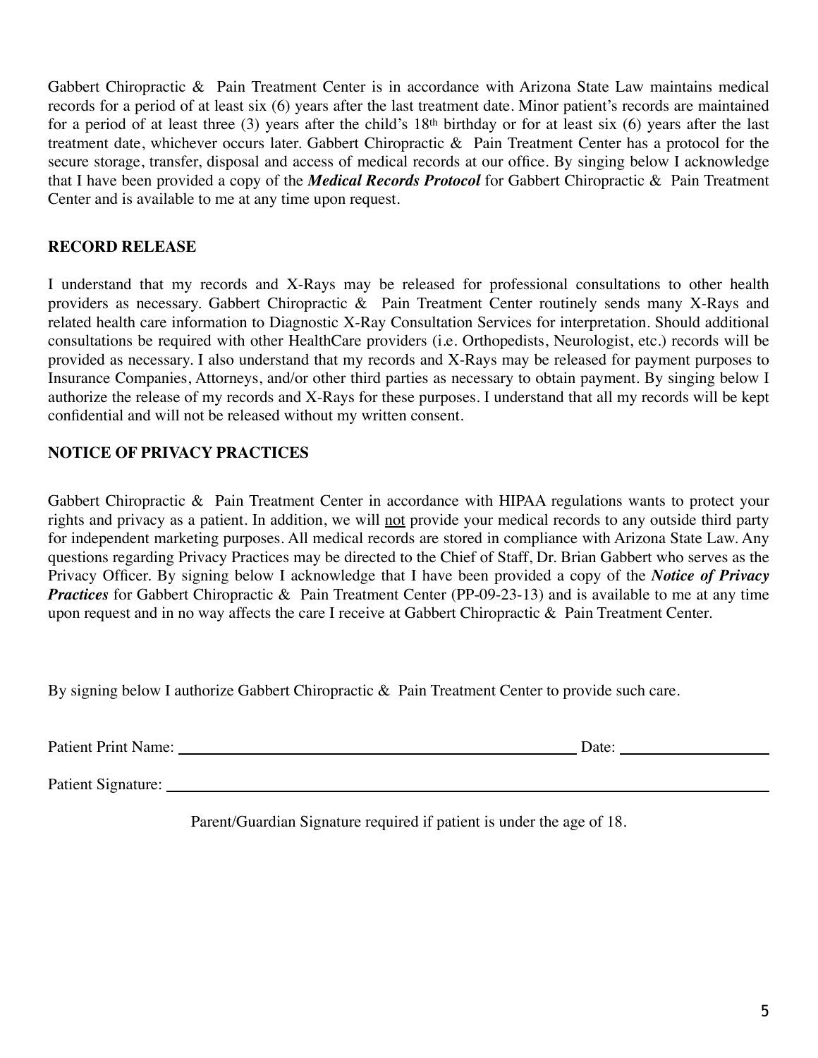Gabbert Chiropractic & Pain Treatment Center is in accordance with Arizona State Law maintains medical records for a period of at least six (6) years after the last treatment date. Minor patient's records are maintained for a period of at least three (3) years after the child's 18th birthday or for at least six (6) years after the last treatment date, whichever occurs later. Gabbert Chiropractic & Pain Treatment Center has a protocol for the secure storage, transfer, disposal and access of medical records at our office. By singing below I acknowledge that I have been provided a copy of the ***Medical Records Protocol*** for Gabbert Chiropractic & Pain Treatment Center and is available to me at any time upon request.

**RECORD RELEASE**

I understand that my records and X-Rays may be released for professional consultations to other health providers as necessary. Gabbert Chiropractic & Pain Treatment Center routinely sends many X-Rays and related health care information to Diagnostic X-Ray Consultation Services for interpretation. Should additional consultations be required with other HealthCare providers (i.e. Orthopedists, Neurologist, etc.) records will be provided as necessary. I also understand that my records and X-Rays may be released for payment purposes to Insurance Companies, Attorneys, and/or other third parties as necessary to obtain payment. By singing below I authorize the release of my records and X-Rays for these purposes. I understand that all my records will be kept confidential and will not be released without my written consent.

**NOTICE OF PRIVACY PRACTICES**

Gabbert Chiropractic & Pain Treatment Center in accordance with HIPAA regulations wants to protect your rights and privacy as a patient. In addition, we will <u>not</u> provide your medical records to any outside third party for independent marketing purposes. All medical records are stored in compliance with Arizona State Law. Any questions regarding Privacy Practices may be directed to the Chief of Staff, Dr. Brian Gabbert who serves as the Privacy Officer. By signing below I acknowledge that I have been provided a copy of the ***Notice of Privacy Practices*** for Gabbert Chiropractic & Pain Treatment Center (PP-09-23-13) and is available to me at any time upon request and in no way affects the care I receive at Gabbert Chiropractic & Pain Treatment Center.

By signing below I authorize Gabbert Chiropractic & Pain Treatment Center to provide such care.

Patient Print Name: ______________________________ Date: ______________

Patient Signature: ________________________________________________

Parent/Guardian Signature required if patient is under the age of 18.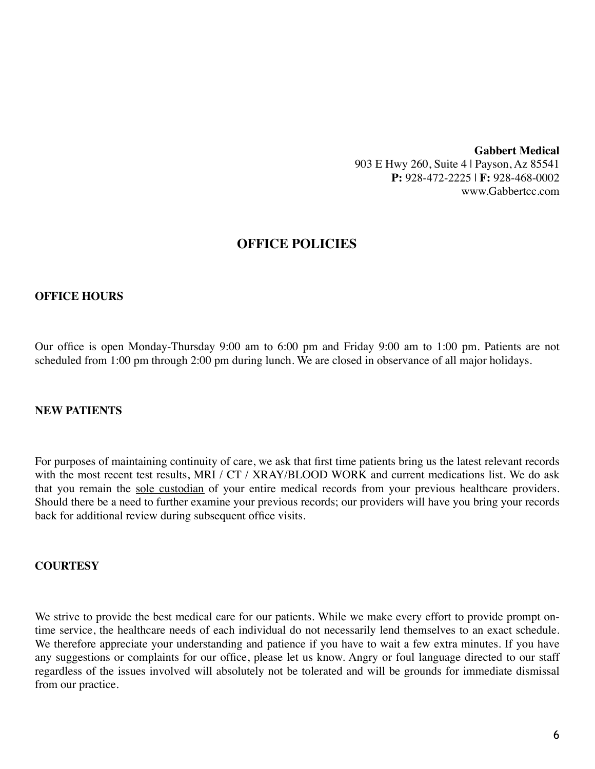**Gabbert Medical**
903 E Hwy 260, Suite 4 | Payson, Az 85541
**P:** 928-472-2225 | **F:** 928-468-0002
www.Gabbertcc.com

# OFFICE POLICIES

## OFFICE HOURS

Our office is open Monday-Thursday 9:00 am to 6:00 pm and Friday 9:00 am to 1:00 pm. Patients are not scheduled from 1:00 pm through 2:00 pm during lunch. We are closed in observance of all major holidays.

## NEW PATIENTS

For purposes of maintaining continuity of care, we ask that first time patients bring us the latest relevant records with the most recent test results, MRI / CT / XRAY/BLOOD WORK and current medications list. We do ask that you remain the <u>sole custodian</u> of your entire medical records from your previous healthcare providers. Should there be a need to further examine your previous records; our providers will have you bring your records back for additional review during subsequent office visits.

## COURTESY

We strive to provide the best medical care for our patients. While we make every effort to provide prompt on-time service, the healthcare needs of each individual do not necessarily lend themselves to an exact schedule. We therefore appreciate your understanding and patience if you have to wait a few extra minutes. If you have any suggestions or complaints for our office, please let us know. Angry or foul language directed to our staff regardless of the issues involved will absolutely not be tolerated and will be grounds for immediate dismissal from our practice.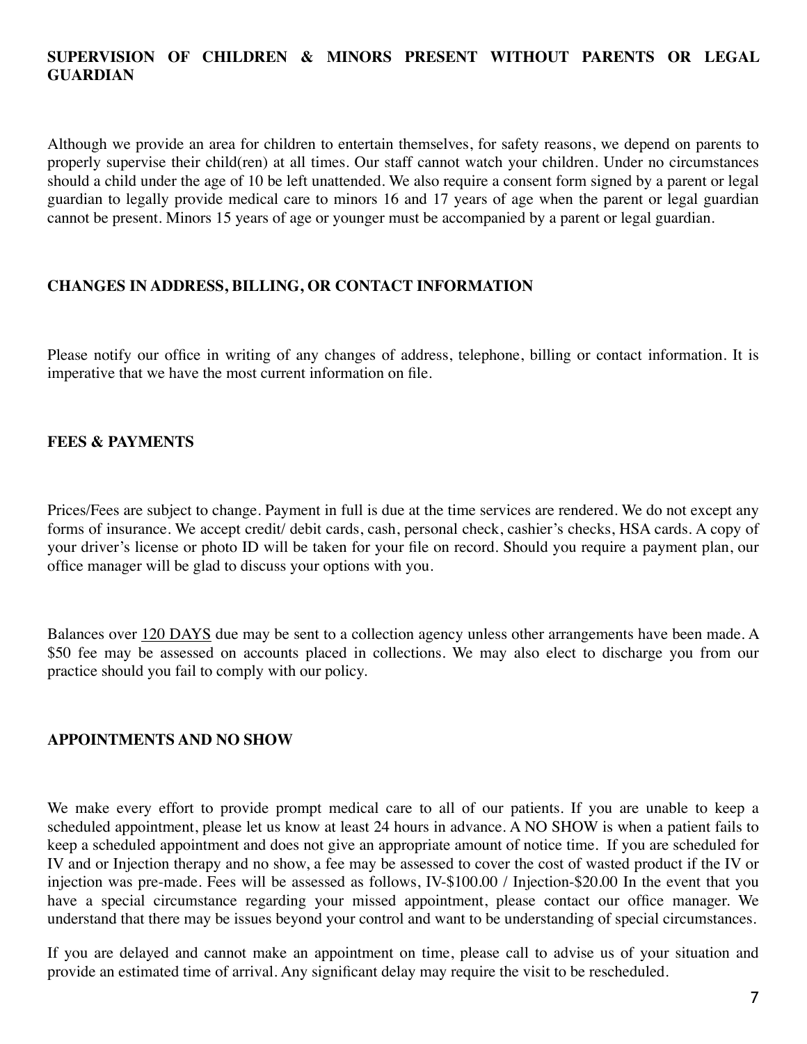## SUPERVISION OF CHILDREN & MINORS PRESENT WITHOUT PARENTS OR LEGAL GUARDIAN

Although we provide an area for children to entertain themselves, for safety reasons, we depend on parents to properly supervise their child(ren) at all times. Our staff cannot watch your children. Under no circumstances should a child under the age of 10 be left unattended. We also require a consent form signed by a parent or legal guardian to legally provide medical care to minors 16 and 17 years of age when the parent or legal guardian cannot be present. Minors 15 years of age or younger must be accompanied by a parent or legal guardian.

## CHANGES IN ADDRESS, BILLING, OR CONTACT INFORMATION

Please notify our office in writing of any changes of address, telephone, billing or contact information. It is imperative that we have the most current information on file.

## FEES & PAYMENTS

Prices/Fees are subject to change. Payment in full is due at the time services are rendered. We do not except any forms of insurance. We accept credit/ debit cards, cash, personal check, cashier's checks, HSA cards. A copy of your driver's license or photo ID will be taken for your file on record. Should you require a payment plan, our office manager will be glad to discuss your options with you.

Balances over 120 DAYS due may be sent to a collection agency unless other arrangements have been made. A $50 fee may be assessed on accounts placed in collections. We may also elect to discharge you from our practice should you fail to comply with our policy.

## APPOINTMENTS AND NO SHOW

We make every effort to provide prompt medical care to all of our patients. If you are unable to keep a scheduled appointment, please let us know at least 24 hours in advance. A NO SHOW is when a patient fails to keep a scheduled appointment and does not give an appropriate amount of notice time. If you are scheduled for IV and or Injection therapy and no show, a fee may be assessed to cover the cost of wasted product if the IV or injection was pre-made. Fees will be assessed as follows, IV-$100.00 / Injection-$20.00 In the event that you have a special circumstance regarding your missed appointment, please contact our office manager. We understand that there may be issues beyond your control and want to be understanding of special circumstances.

If you are delayed and cannot make an appointment on time, please call to advise us of your situation and provide an estimated time of arrival. Any significant delay may require the visit to be rescheduled.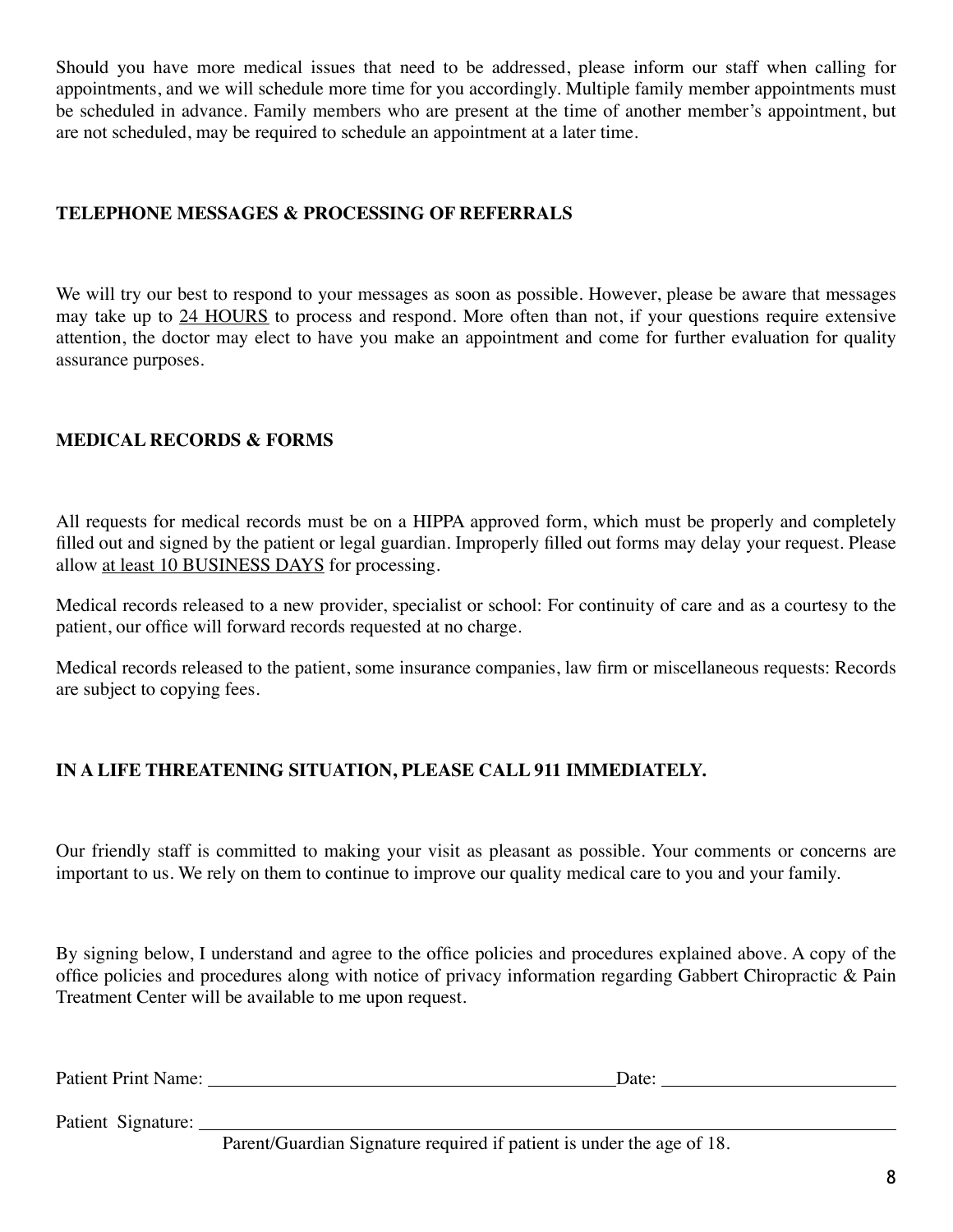Should you have more medical issues that need to be addressed, please inform our staff when calling for appointments, and we will schedule more time for you accordingly. Multiple family member appointments must be scheduled in advance. Family members who are present at the time of another member's appointment, but are not scheduled, may be required to schedule an appointment at a later time.

**TELEPHONE MESSAGES & PROCESSING OF REFERRALS**

We will try our best to respond to your messages as soon as possible. However, please be aware that messages may take up to <u>24 HOURS</u> to process and respond. More often than not, if your questions require extensive attention, the doctor may elect to have you make an appointment and come for further evaluation for quality assurance purposes.

**MEDICAL RECORDS & FORMS**

All requests for medical records must be on a HIPPA approved form, which must be properly and completely filled out and signed by the patient or legal guardian. Improperly filled out forms may delay your request. Please allow <u>at least 10 BUSINESS DAYS</u> for processing.

Medical records released to a new provider, specialist or school: For continuity of care and as a courtesy to the patient, our office will forward records requested at no charge.

Medical records released to the patient, some insurance companies, law firm or miscellaneous requests: Records are subject to copying fees.

**IN A LIFE THREATENING SITUATION, PLEASE CALL 911 IMMEDIATELY.**

Our friendly staff is committed to making your visit as pleasant as possible. Your comments or concerns are important to us. We rely on them to continue to improve our quality medical care to you and your family.

By signing below, I understand and agree to the office policies and procedures explained above. A copy of the office policies and procedures along with notice of privacy information regarding Gabbert Chiropractic & Pain Treatment Center will be available to me upon request.

Patient Print Name: ______________________________ Date: ____________________

Patient Signature: ______________________________________________________

Parent/Guardian Signature required if patient is under the age of 18.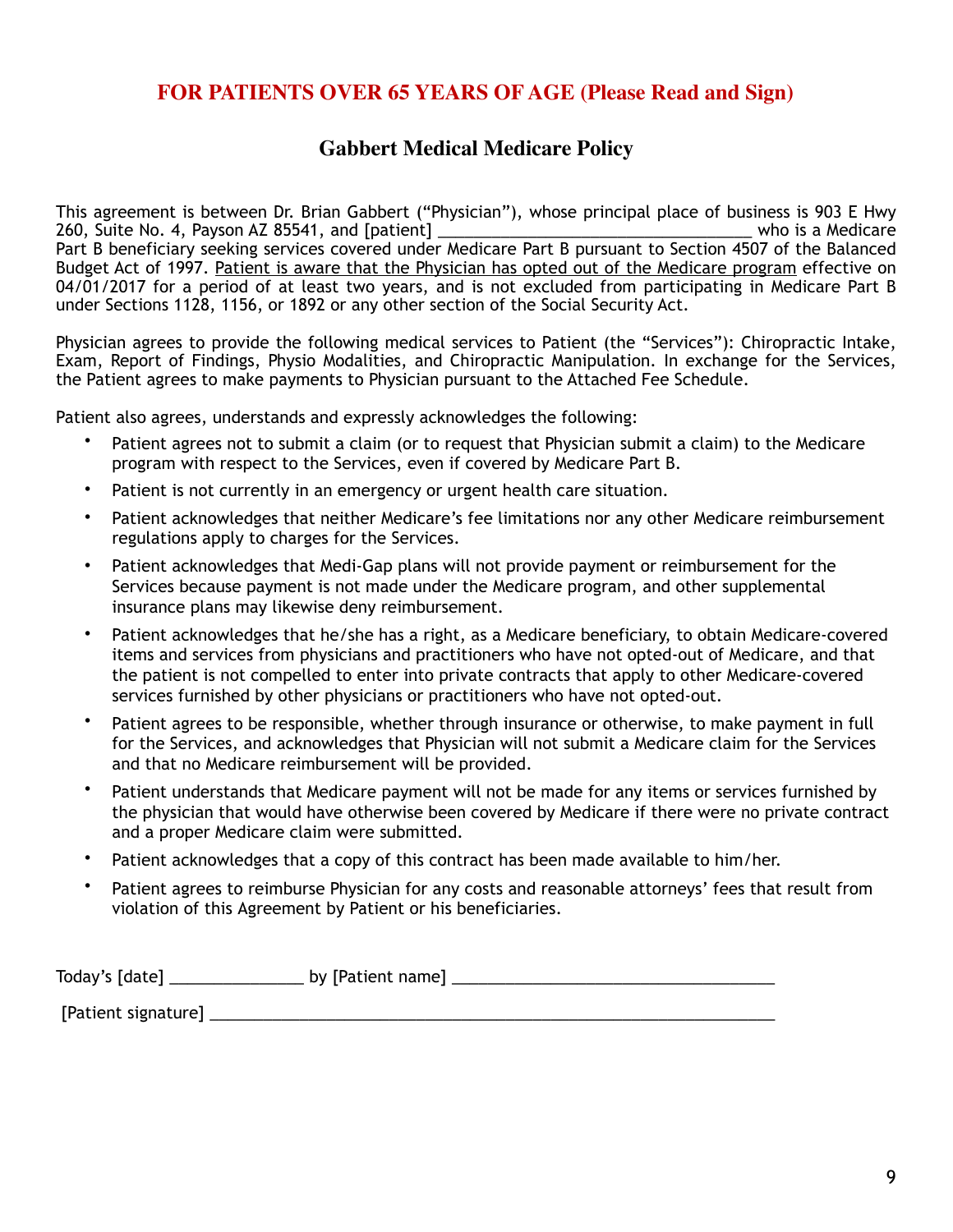## FOR PATIENTS OVER 65 YEARS OF AGE (Please Read and Sign)

### Gabbert Medical Medicare Policy

This agreement is between Dr. Brian Gabbert ("Physician"), whose principal place of business is 903 E Hwy 260, Suite No. 4, Payson AZ 85541, and [patient] ___________________________________ who is a Medicare Part B beneficiary seeking services covered under Medicare Part B pursuant to Section 4507 of the Balanced Budget Act of 1997. <u>Patient is aware that the Physician has opted out of the Medicare program</u> effective on 04/01/2017 for a period of at least two years, and is not excluded from participating in Medicare Part B under Sections 1128, 1156, or 1892 or any other section of the Social Security Act.

Physician agrees to provide the following medical services to Patient (the "Services"): Chiropractic Intake, Exam, Report of Findings, Physio Modalities, and Chiropractic Manipulation. In exchange for the Services, the Patient agrees to make payments to Physician pursuant to the Attached Fee Schedule.

Patient also agrees, understands and expressly acknowledges the following:

- Patient agrees not to submit a claim (or to request that Physician submit a claim) to the Medicare program with respect to the Services, even if covered by Medicare Part B.
- Patient is not currently in an emergency or urgent health care situation.
- Patient acknowledges that neither Medicare's fee limitations nor any other Medicare reimbursement regulations apply to charges for the Services.
- Patient acknowledges that Medi-Gap plans will not provide payment or reimbursement for the Services because payment is not made under the Medicare program, and other supplemental insurance plans may likewise deny reimbursement.
- Patient acknowledges that he/she has a right, as a Medicare beneficiary, to obtain Medicare-covered items and services from physicians and practitioners who have not opted-out of Medicare, and that the patient is not compelled to enter into private contracts that apply to other Medicare-covered services furnished by other physicians or practitioners who have not opted-out.
- Patient agrees to be responsible, whether through insurance or otherwise, to make payment in full for the Services, and acknowledges that Physician will not submit a Medicare claim for the Services and that no Medicare reimbursement will be provided.
- Patient understands that Medicare payment will not be made for any items or services furnished by the physician that would have otherwise been covered by Medicare if there were no private contract and a proper Medicare claim were submitted.
- Patient acknowledges that a copy of this contract has been made available to him/her.
- Patient agrees to reimburse Physician for any costs and reasonable attorneys' fees that result from violation of this Agreement by Patient or his beneficiaries.

Today's [date] _______________ by [Patient name] ___________________________________

[Patient signature] _________________________________________________________________